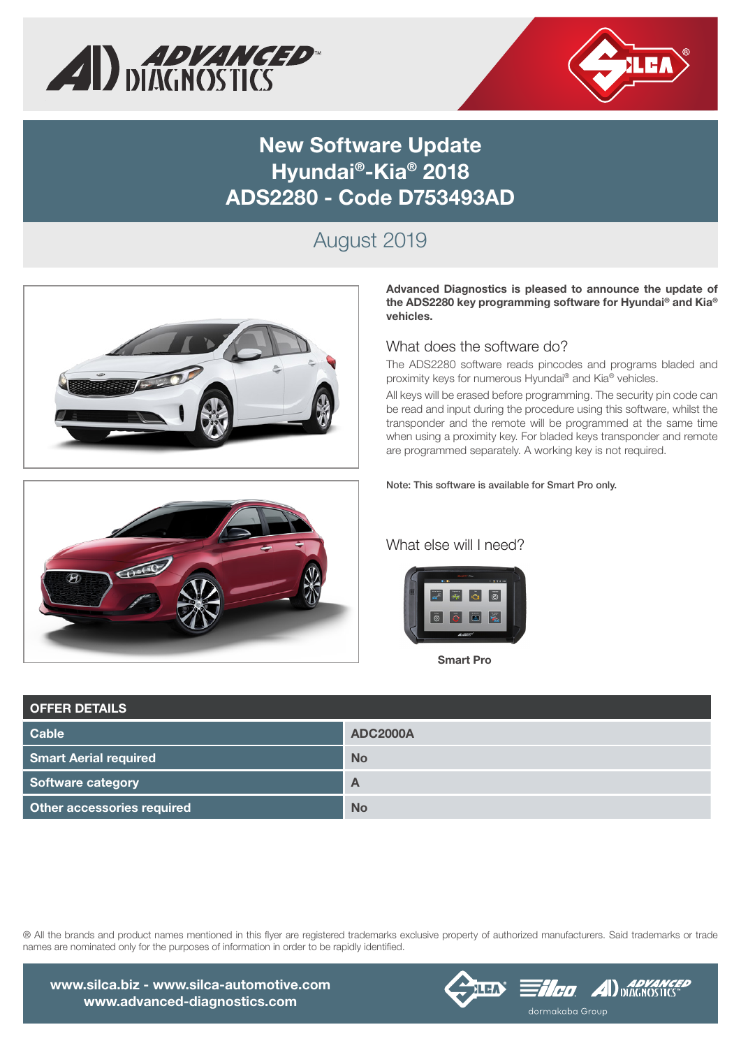# New Software Update Hyundai®-Kia® 2018 ADS2280 - Code D753493AD

August 2019

**Advanced Diagnostics is pleased to announce the update of the ADS2280 key programming software for Hyundai® and Kia® vehicles.**

## What does the software do?

The ADS2280 software reads pincodes and programs bladed and proximity keys for numerous Hyundai® and Kia® vehicles.

All keys will be erased before programming. The security pin code can be read and input during the procedure using this software, whilst the transponder and the remote will be programmed at the same time when using a proximity key. For bladed keys transponder and remote are programmed separately. A working key is not required.

**Note: This software is available for Smart Pro only.**

## What else will I need?

**Smart Pro**

| OFFER DETAILS | |
|---|---|
| **Cable** | **ADC2000A** |
| **Smart Aerial required** | **No** |
| **Software category** | **A** |
| **Other accessories required** | **No** |

® All the brands and product names mentioned in this flyer are registered trademarks exclusive property of authorized manufacturers. Said trademarks or trade names are nominated only for the purposes of information in order to be rapidly identified.

**www.silca.biz - www.silca-automotive.com**
**www.advanced-diagnostics.com**

dormakaba Group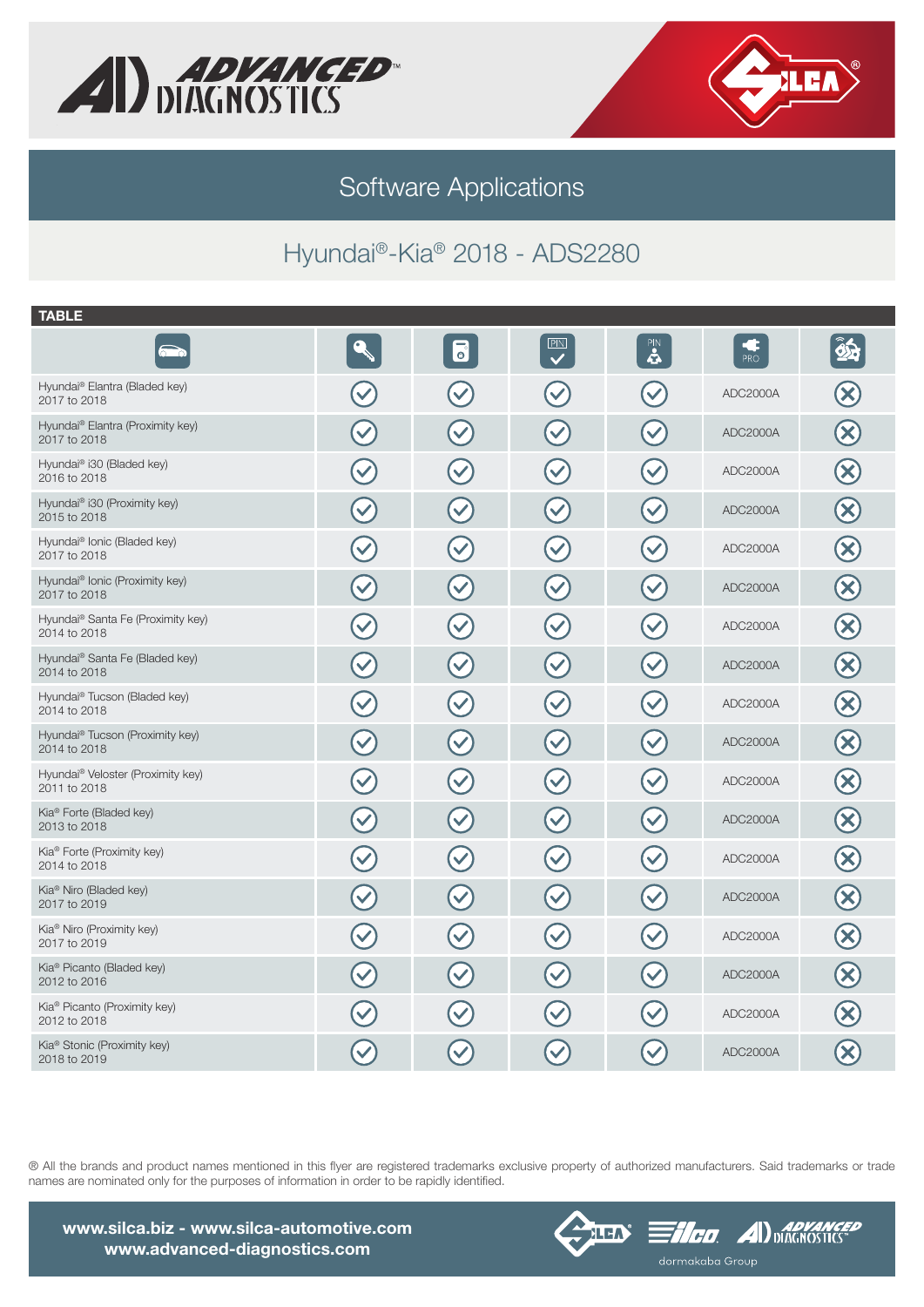# Software Applications

## Hyundai®-Kia® 2018 - ADS2280

**TABLE**

| | | | | | PRO | |
|---|---|---|---|---|---|---|
| Hyundai® Elantra (Bladed key) 2017 to 2018 | ✓ | ✓ | ✓ | ✓ | ADC2000A | ✗ |
| Hyundai® Elantra (Proximity key) 2017 to 2018 | ✓ | ✓ | ✓ | ✓ | ADC2000A | ✗ |
| Hyundai® i30 (Bladed key) 2016 to 2018 | ✓ | ✓ | ✓ | ✓ | ADC2000A | ✗ |
| Hyundai® i30 (Proximity key) 2015 to 2018 | ✓ | ✓ | ✓ | ✓ | ADC2000A | ✗ |
| Hyundai® Ionic (Bladed key) 2017 to 2018 | ✓ | ✓ | ✓ | ✓ | ADC2000A | ✗ |
| Hyundai® Ionic (Proximity key) 2017 to 2018 | ✓ | ✓ | ✓ | ✓ | ADC2000A | ✗ |
| Hyundai® Santa Fe (Proximity key) 2014 to 2018 | ✓ | ✓ | ✓ | ✓ | ADC2000A | ✗ |
| Hyundai® Santa Fe (Bladed key) 2014 to 2018 | ✓ | ✓ | ✓ | ✓ | ADC2000A | ✗ |
| Hyundai® Tucson (Bladed key) 2014 to 2018 | ✓ | ✓ | ✓ | ✓ | ADC2000A | ✗ |
| Hyundai® Tucson (Proximity key) 2014 to 2018 | ✓ | ✓ | ✓ | ✓ | ADC2000A | ✗ |
| Hyundai® Veloster (Proximity key) 2011 to 2018 | ✓ | ✓ | ✓ | ✓ | ADC2000A | ✗ |
| Kia® Forte (Bladed key) 2013 to 2018 | ✓ | ✓ | ✓ | ✓ | ADC2000A | ✗ |
| Kia® Forte (Proximity key) 2014 to 2018 | ✓ | ✓ | ✓ | ✓ | ADC2000A | ✗ |
| Kia® Niro (Bladed key) 2017 to 2019 | ✓ | ✓ | ✓ | ✓ | ADC2000A | ✗ |
| Kia® Niro (Proximity key) 2017 to 2019 | ✓ | ✓ | ✓ | ✓ | ADC2000A | ✗ |
| Kia® Picanto (Bladed key) 2012 to 2016 | ✓ | ✓ | ✓ | ✓ | ADC2000A | ✗ |
| Kia® Picanto (Proximity key) 2012 to 2018 | ✓ | ✓ | ✓ | ✓ | ADC2000A | ✗ |
| Kia® Stonic (Proximity key) 2018 to 2019 | ✓ | ✓ | ✓ | ✓ | ADC2000A | ✗ |

® All the brands and product names mentioned in this flyer are registered trademarks exclusive property of authorized manufacturers. Said trademarks or trade names are nominated only for the purposes of information in order to be rapidly identified.

**www.silca.biz - www.silca-automotive.com**
**www.advanced-diagnostics.com**

dormakaba Group